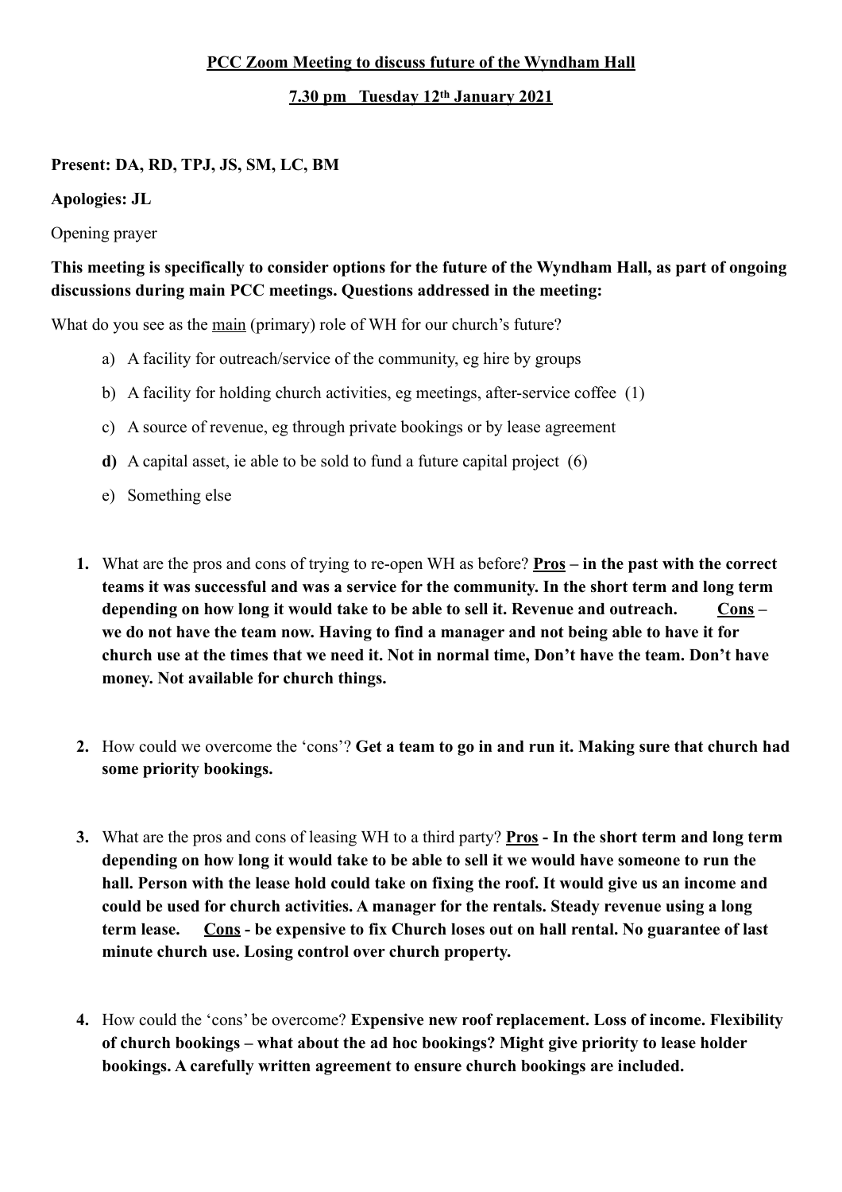**PCC Zoom Meeting to discuss future of the Wyndham Hall**

**7.30 pm Tuesday 12th January 2021**

**Present: DA, RD, TPJ, JS, SM, LC, BM**

**Apologies: JL**

Opening prayer

**This meeting is specifically to consider options for the future of the Wyndham Hall, as part of ongoing discussions during main PCC meetings. Questions addressed in the meeting:**

What do you see as the main (primary) role of WH for our church's future?

a) A facility for outreach/service of the community, eg hire by groups
b) A facility for holding church activities, eg meetings, after-service coffee (1)
c) A source of revenue, eg through private bookings or by lease agreement
**d)** A capital asset, ie able to be sold to fund a future capital project (6)
e) Something else

1. What are the pros and cons of trying to re-open WH as before? **Pros – in the past with the correct teams it was successful and was a service for the community. In the short term and long term depending on how long it would take to be able to sell it. Revenue and outreach. Cons – we do not have the team now. Having to find a manager and not being able to have it for church use at the times that we need it. Not in normal time, Don't have the team. Don't have money. Not available for church things.**

2. How could we overcome the 'cons'? **Get a team to go in and run it. Making sure that church had some priority bookings.**

3. What are the pros and cons of leasing WH to a third party? **Pros - In the short term and long term depending on how long it would take to be able to sell it we would have someone to run the hall. Person with the lease hold could take on fixing the roof. It would give us an income and could be used for church activities. A manager for the rentals. Steady revenue using a long term lease. Cons - be expensive to fix Church loses out on hall rental. No guarantee of last minute church use. Losing control over church property.**

4. How could the 'cons' be overcome? **Expensive new roof replacement. Loss of income. Flexibility of church bookings – what about the ad hoc bookings? Might give priority to lease holder bookings. A carefully written agreement to ensure church bookings are included.**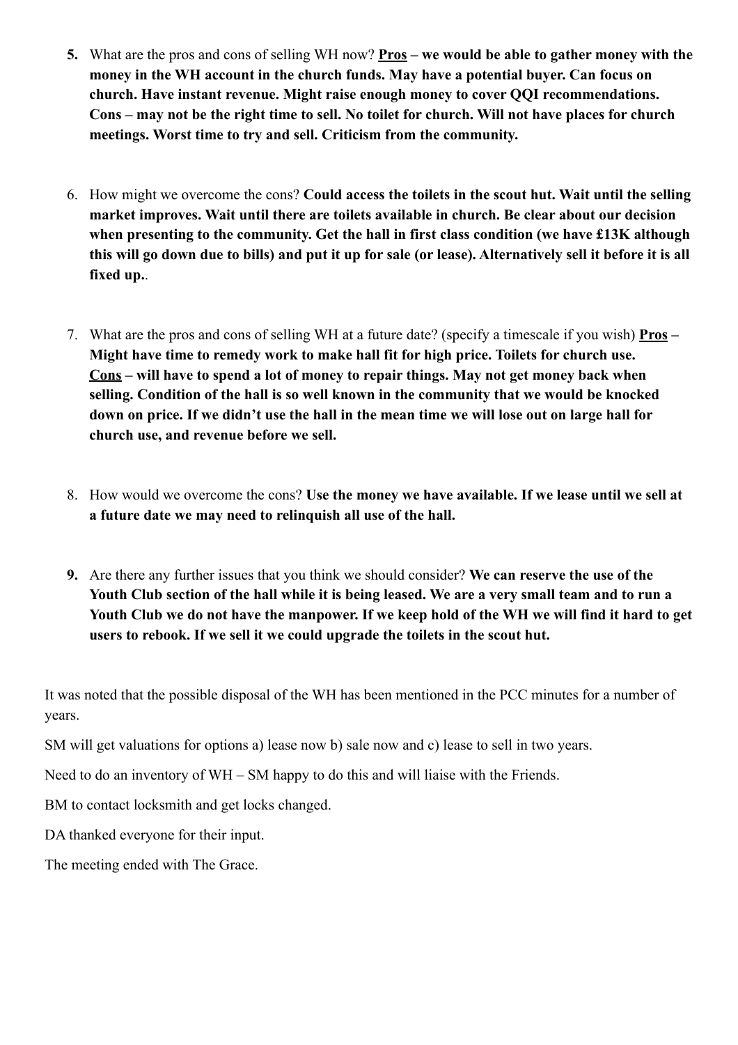5. What are the pros and cons of selling WH now? **<u>Pros</u> – we would be able to gather money with the money in the WH account in the church funds. May have a potential buyer. Can focus on church. Have instant revenue. Might raise enough money to cover QQI recommendations. Cons – may not be the right time to sell. No toilet for church. Will not have places for church meetings. Worst time to try and sell. Criticism from the community.**

6. How might we overcome the cons? **Could access the toilets in the scout hut. Wait until the selling market improves. Wait until there are toilets available in church. Be clear about our decision when presenting to the community. Get the hall in first class condition (we have £13K although this will go down due to bills) and put it up for sale (or lease). Alternatively sell it before it is all fixed up.**.

7. What are the pros and cons of selling WH at a future date? (specify a timescale if you wish) **<u>Pros</u> – Might have time to remedy work to make hall fit for high price. Toilets for church use. <u>Cons</u> – will have to spend a lot of money to repair things. May not get money back when selling. Condition of the hall is so well known in the community that we would be knocked down on price. If we didn't use the hall in the mean time we will lose out on large hall for church use, and revenue before we sell.**

8. How would we overcome the cons? **Use the money we have available. If we lease until we sell at a future date we may need to relinquish all use of the hall.**

9. Are there any further issues that you think we should consider? **We can reserve the use of the Youth Club section of the hall while it is being leased. We are a very small team and to run a Youth Club we do not have the manpower. If we keep hold of the WH we will find it hard to get users to rebook. If we sell it we could upgrade the toilets in the scout hut.**

It was noted that the possible disposal of the WH has been mentioned in the PCC minutes for a number of years.

SM will get valuations for options a) lease now b) sale now and c) lease to sell in two years.

Need to do an inventory of WH – SM happy to do this and will liaise with the Friends.

BM to contact locksmith and get locks changed.

DA thanked everyone for their input.

The meeting ended with The Grace.